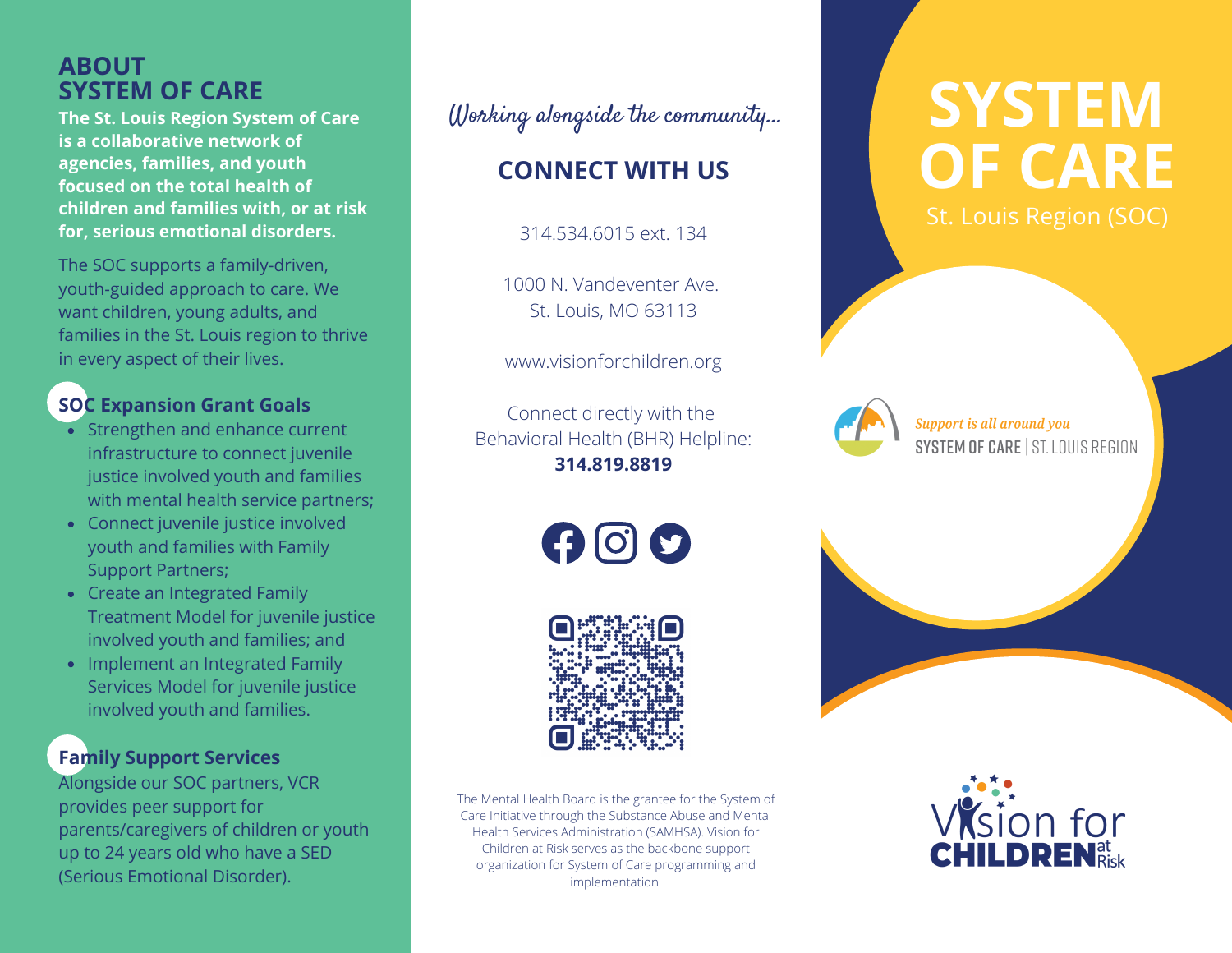# ABOUT SYSTEM OF CARE

**The St. Louis Region System of Care is a collaborative network of agencies, families, and youth focused on the total health of children and families with, or at risk for, serious emotional disorders.**

The SOC supports a family-driven, youth-guided approach to care. We want children, young adults, and families in the St. Louis region to thrive in every aspect of their lives.

## SOC Expansion Grant Goals

- Strengthen and enhance current infrastructure to connect juvenile justice involved youth and families with mental health service partners;
- Connect juvenile justice involved youth and families with Family Support Partners;
- Create an Integrated Family Treatment Model for juvenile justice involved youth and families; and
- Implement an Integrated Family Services Model for juvenile justice involved youth and families.

## Family Support Services

Alongside our SOC partners, VCR provides peer support for parents/caregivers of children or youth up to 24 years old who have a SED (Serious Emotional Disorder).

*Working alongside the community...*

## CONNECT WITH US

314.534.6015 ext. 134

1000 N. Vandeventer Ave.
St. Louis, MO 63113

www.visionforchildren.org

Connect directly with the Behavioral Health (BHR) Helpline:
**314.819.8819**

The Mental Health Board is the grantee for the System of Care Initiative through the Substance Abuse and Mental Health Services Administration (SAMHSA). Vision for Children at Risk serves as the backbone support organization for System of Care programming and implementation.

# SYSTEM OF CARE

St. Louis Region (SOC)

*Support is all around you*
SYSTEM OF CARE | ST. LOUIS REGION

Vision for CHILDREN at Risk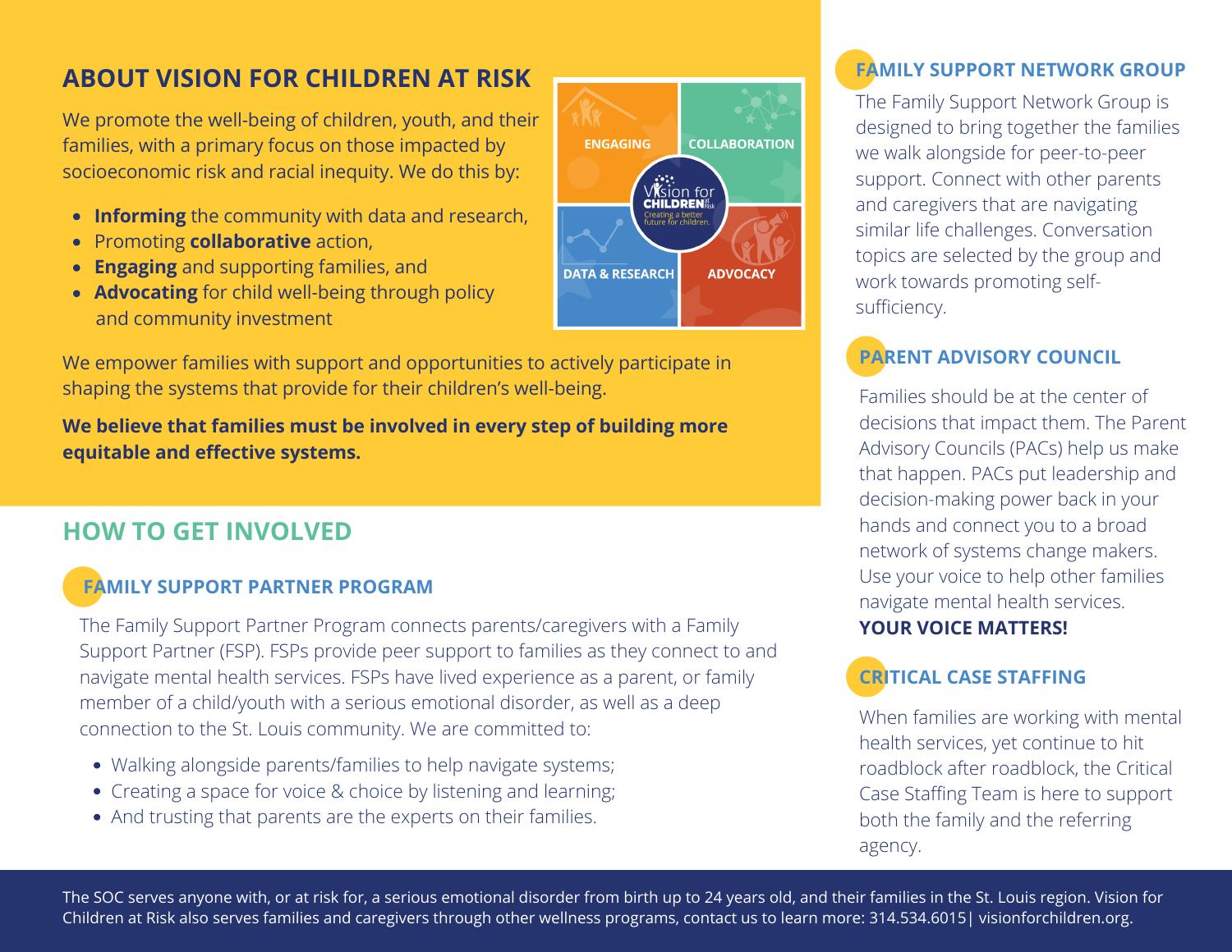## ABOUT VISION FOR CHILDREN AT RISK

We promote the well-being of children, youth, and their families, with a primary focus on those impacted by socioeconomic risk and racial inequity. We do this by:

- **Informing** the community with data and research,
- Promoting **collaborative** action,
- **Engaging** and supporting families, and
- **Advocating** for child well-being through policy and community investment

ENGAGING

COLLABORATION

DATA & RESEARCH

ADVOCACY

Vision for CHILDREN at Risk

Creating a better future for children.

We empower families with support and opportunities to actively participate in shaping the systems that provide for their children's well-being.

**We believe that families must be involved in every step of building more equitable and effective systems.**

## HOW TO GET INVOLVED

### FAMILY SUPPORT PARTNER PROGRAM

The Family Support Partner Program connects parents/caregivers with a Family Support Partner (FSP). FSPs provide peer support to families as they connect to and navigate mental health services. FSPs have lived experience as a parent, or family member of a child/youth with a serious emotional disorder, as well as a deep connection to the St. Louis community. We are committed to:

- Walking alongside parents/families to help navigate systems;
- Creating a space for voice & choice by listening and learning;
- And trusting that parents are the experts on their families.

### FAMILY SUPPORT NETWORK GROUP

The Family Support Network Group is designed to bring together the families we walk alongside for peer-to-peer support. Connect with other parents and caregivers that are navigating similar life challenges. Conversation topics are selected by the group and work towards promoting self-sufficiency.

### PARENT ADVISORY COUNCIL

Families should be at the center of decisions that impact them. The Parent Advisory Councils (PACs) help us make that happen. PACs put leadership and decision-making power back in your hands and connect you to a broad network of systems change makers. Use your voice to help other families navigate mental health services.

**YOUR VOICE MATTERS!**

### CRITICAL CASE STAFFING

When families are working with mental health services, yet continue to hit roadblock after roadblock, the Critical Case Staffing Team is here to support both the family and the referring agency.

The SOC serves anyone with, or at risk for, a serious emotional disorder from birth up to 24 years old, and their families in the St. Louis region. Vision for Children at Risk also serves families and caregivers through other wellness programs, contact us to learn more: 314.534.6015| visionforchildren.org.